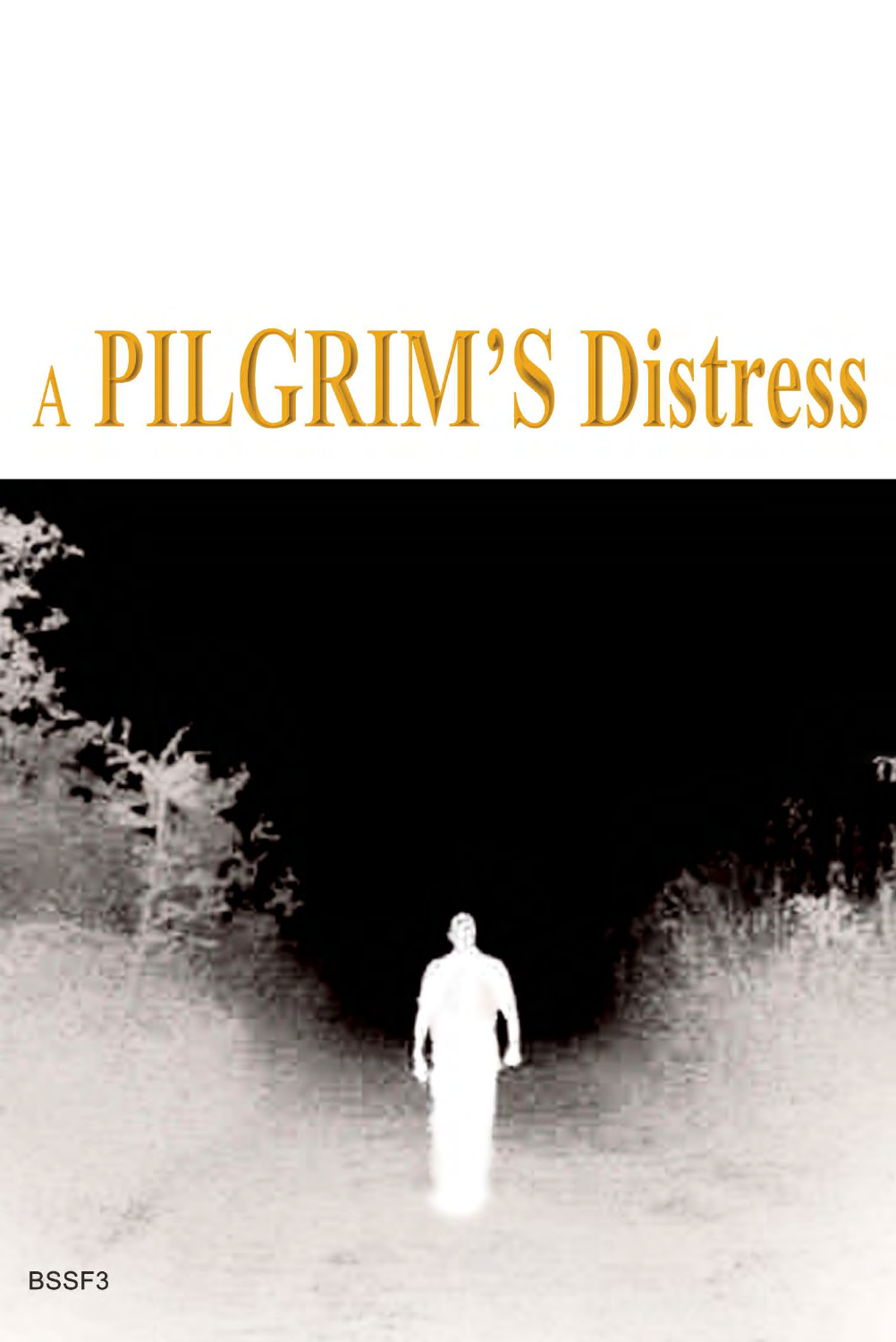# A PILGRIM'S Distress

BSSF3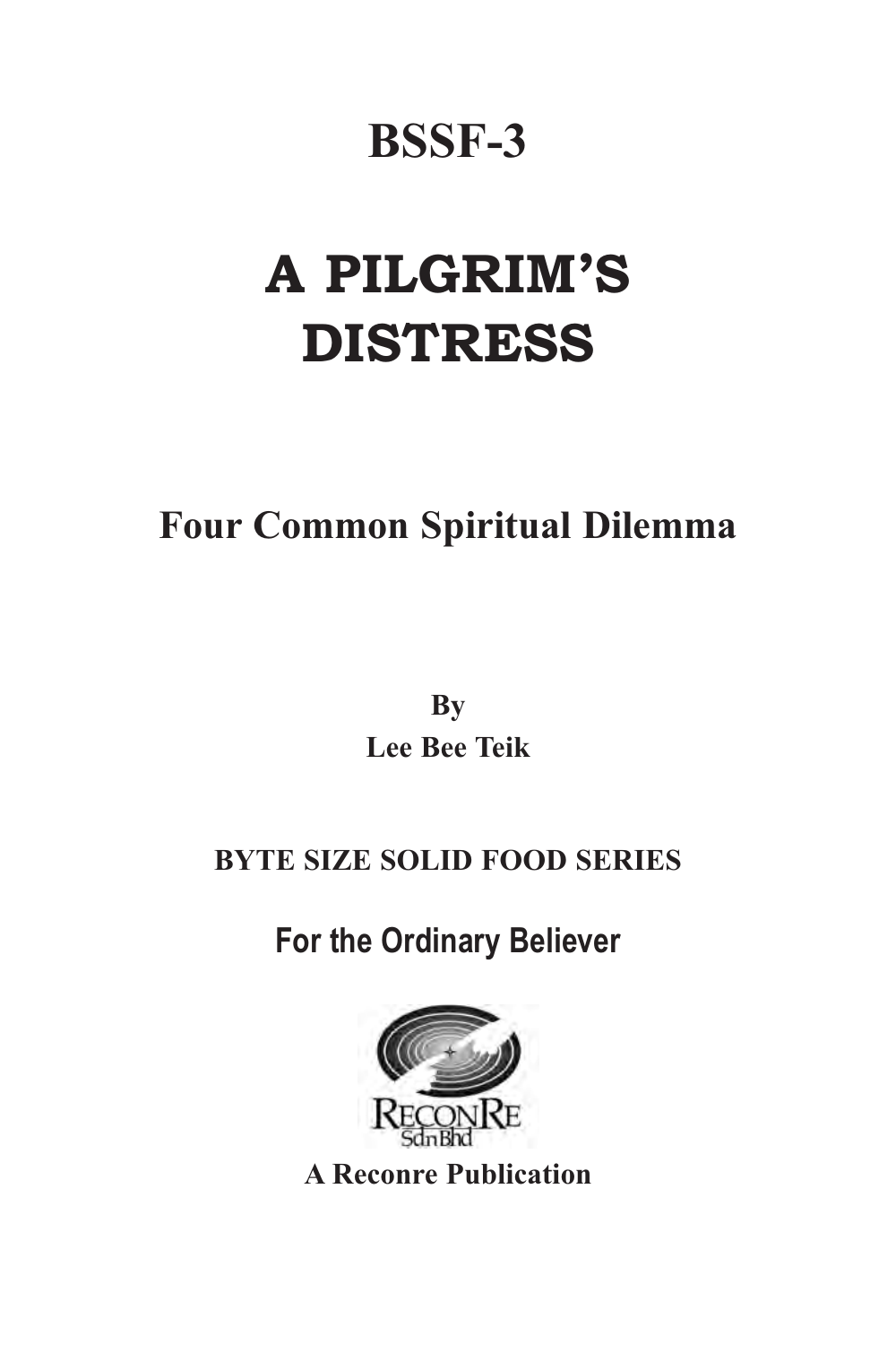# BSSF-3

# A PILGRIM'S DISTRESS

## Four Common Spiritual Dilemma

**By**

**Lee Bee Teik**

**BYTE SIZE SOLID FOOD SERIES**

**For the Ordinary Believer**

RECONRE Sdn Bhd

**A Reconre Publication**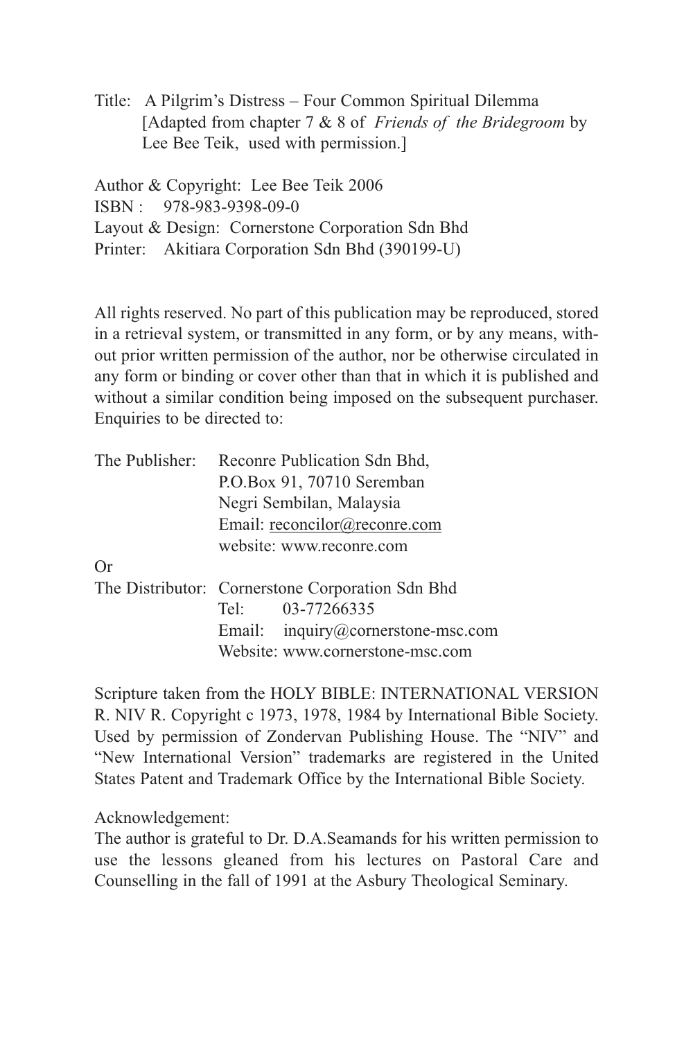Title: A Pilgrim's Distress – Four Common Spiritual Dilemma
[Adapted from chapter 7 & 8 of *Friends of the Bridegroom* by Lee Bee Teik, used with permission.]

Author & Copyright: Lee Bee Teik 2006
ISBN : 978-983-9398-09-0
Layout & Design: Cornerstone Corporation Sdn Bhd
Printer: Akitiara Corporation Sdn Bhd (390199-U)

All rights reserved. No part of this publication may be reproduced, stored in a retrieval system, or transmitted in any form, or by any means, without prior written permission of the author, nor be otherwise circulated in any form or binding or cover other than that in which it is published and without a similar condition being imposed on the subsequent purchaser. Enquiries to be directed to:

The Publisher: Reconre Publication Sdn Bhd,
P.O.Box 91, 70710 Seremban
Negri Sembilan, Malaysia
Email: reconcilor@reconre.com
website: www.reconre.com

Or

The Distributor: Cornerstone Corporation Sdn Bhd
Tel: 03-77266335
Email: inquiry@cornerstone-msc.com
Website: www.cornerstone-msc.com

Scripture taken from the HOLY BIBLE: INTERNATIONAL VERSION R. NIV R. Copyright c 1973, 1978, 1984 by International Bible Society. Used by permission of Zondervan Publishing House. The "NIV" and "New International Version" trademarks are registered in the United States Patent and Trademark Office by the International Bible Society.

Acknowledgement:
The author is grateful to Dr. D.A.Seamands for his written permission to use the lessons gleaned from his lectures on Pastoral Care and Counselling in the fall of 1991 at the Asbury Theological Seminary.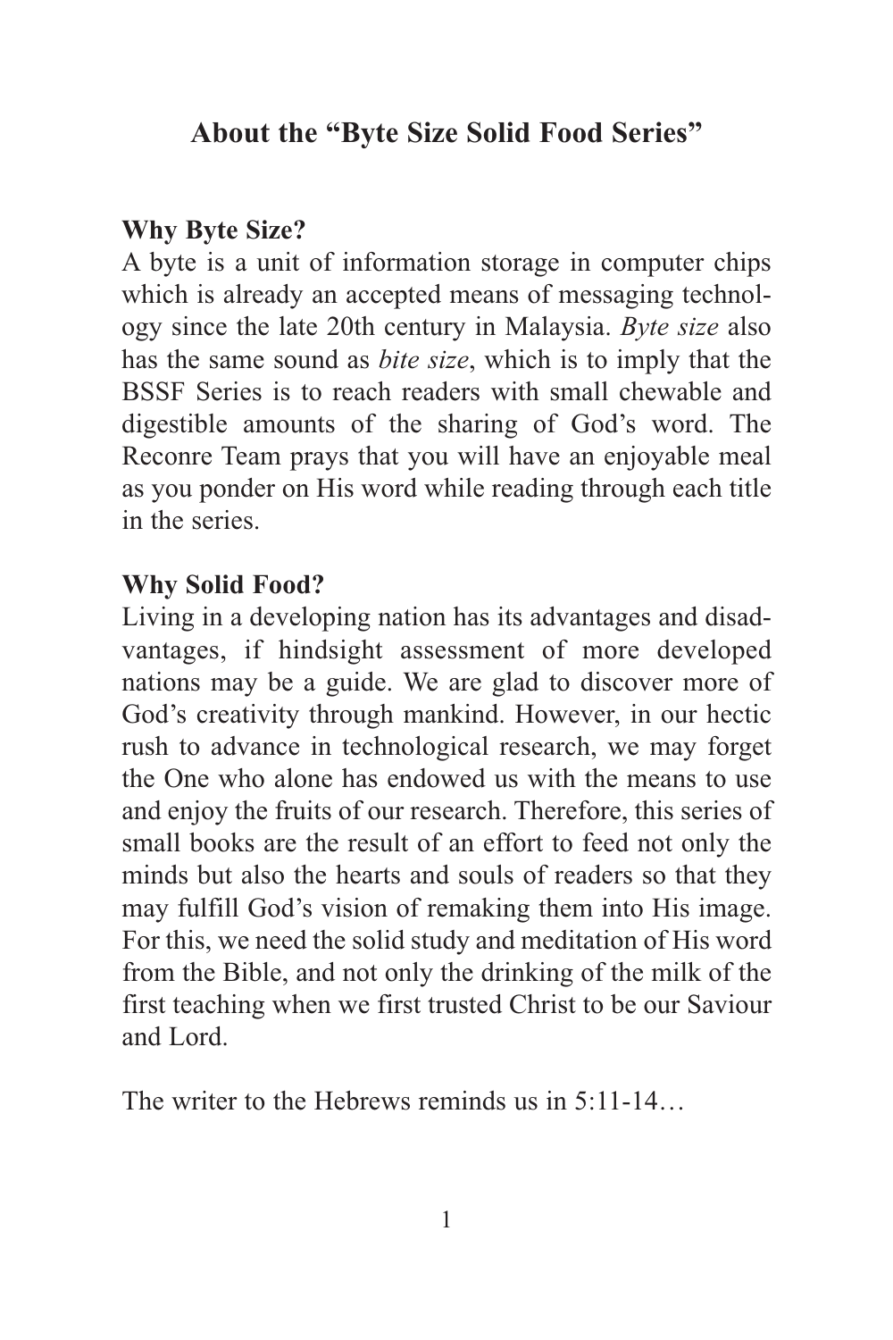## About the "Byte Size Solid Food Series"

**Why Byte Size?**

A byte is a unit of information storage in computer chips which is already an accepted means of messaging technology since the late 20th century in Malaysia. *Byte size* also has the same sound as *bite size*, which is to imply that the BSSF Series is to reach readers with small chewable and digestible amounts of the sharing of God's word. The Reconre Team prays that you will have an enjoyable meal as you ponder on His word while reading through each title in the series.

**Why Solid Food?**

Living in a developing nation has its advantages and disadvantages, if hindsight assessment of more developed nations may be a guide. We are glad to discover more of God's creativity through mankind. However, in our hectic rush to advance in technological research, we may forget the One who alone has endowed us with the means to use and enjoy the fruits of our research. Therefore, this series of small books are the result of an effort to feed not only the minds but also the hearts and souls of readers so that they may fulfill God's vision of remaking them into His image. For this, we need the solid study and meditation of His word from the Bible, and not only the drinking of the milk of the first teaching when we first trusted Christ to be our Saviour and Lord.

The writer to the Hebrews reminds us in 5:11-14…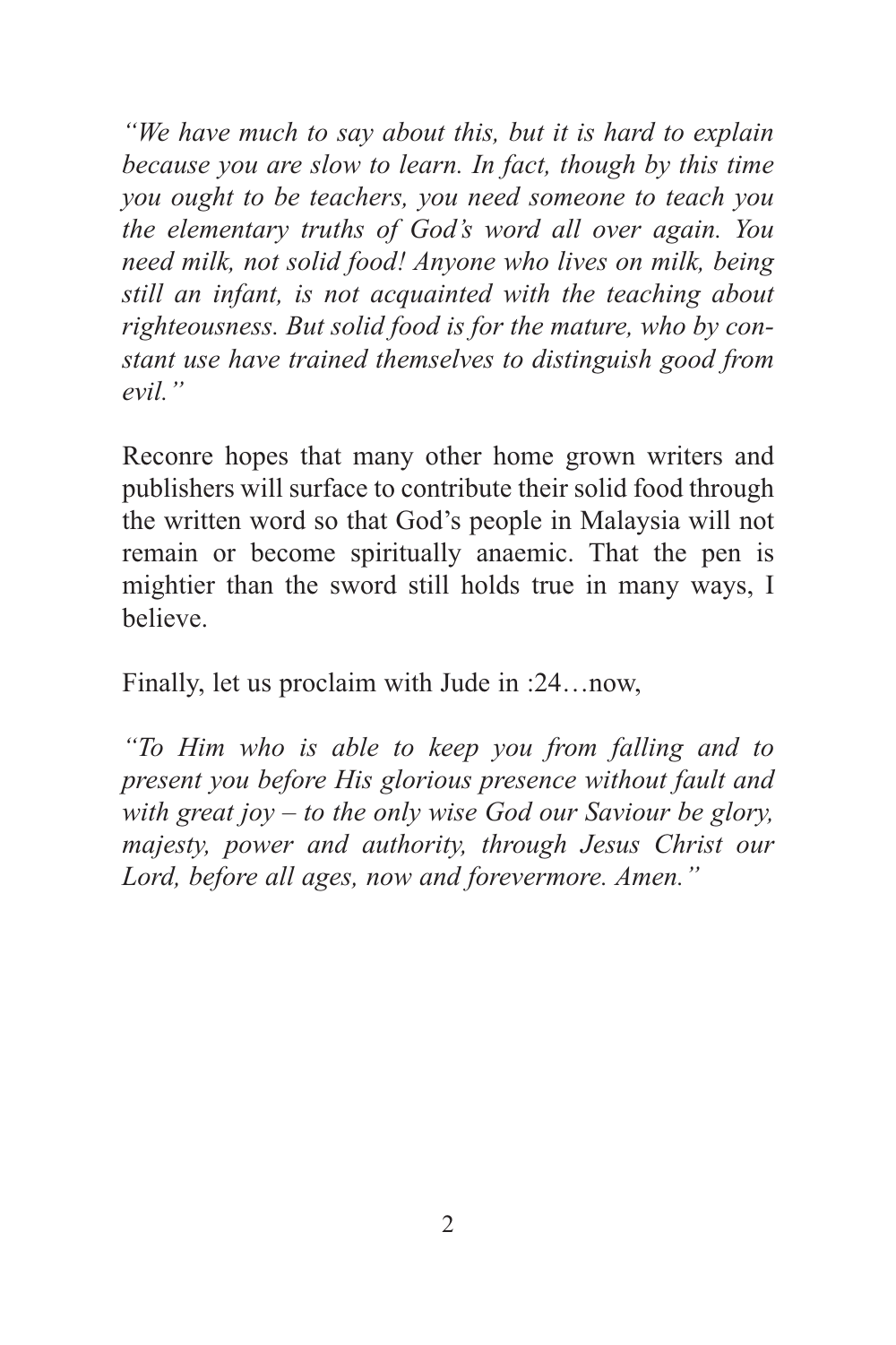*"We have much to say about this, but it is hard to explain because you are slow to learn. In fact, though by this time you ought to be teachers, you need someone to teach you the elementary truths of God's word all over again. You need milk, not solid food! Anyone who lives on milk, being still an infant, is not acquainted with the teaching about righteousness. But solid food is for the mature, who by constant use have trained themselves to distinguish good from evil."*

Reconre hopes that many other home grown writers and publishers will surface to contribute their solid food through the written word so that God's people in Malaysia will not remain or become spiritually anaemic. That the pen is mightier than the sword still holds true in many ways, I believe.

Finally, let us proclaim with Jude in :24…now,

*"To Him who is able to keep you from falling and to present you before His glorious presence without fault and with great joy – to the only wise God our Saviour be glory, majesty, power and authority, through Jesus Christ our Lord, before all ages, now and forevermore. Amen."*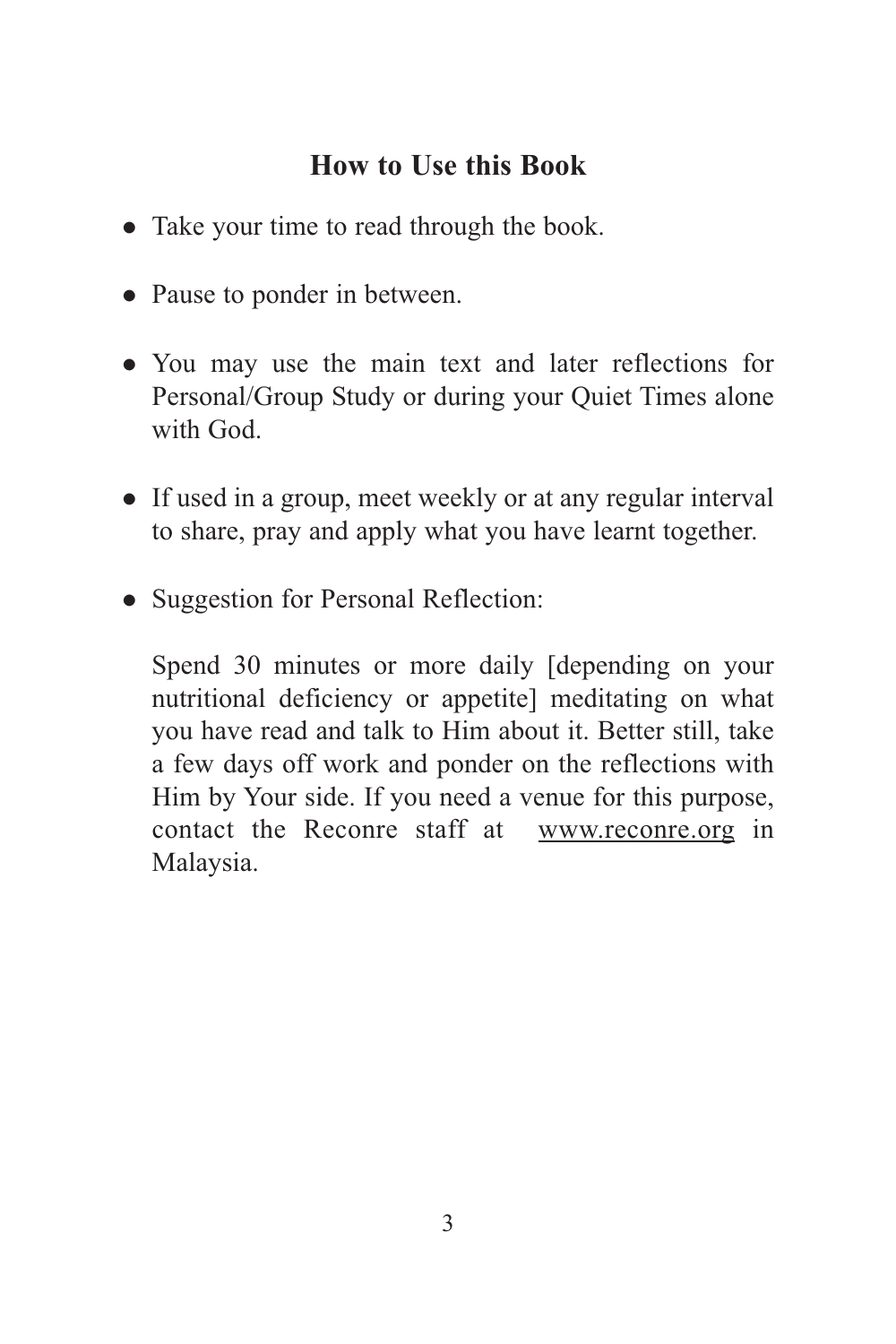## How to Use this Book

- Take your time to read through the book.
- Pause to ponder in between.
- You may use the main text and later reflections for Personal/Group Study or during your Quiet Times alone with God.
- If used in a group, meet weekly or at any regular interval to share, pray and apply what you have learnt together.
- Suggestion for Personal Reflection:

  Spend 30 minutes or more daily [depending on your nutritional deficiency or appetite] meditating on what you have read and talk to Him about it. Better still, take a few days off work and ponder on the reflections with Him by Your side. If you need a venue for this purpose, contact the Reconre staff at www.reconre.org in Malaysia.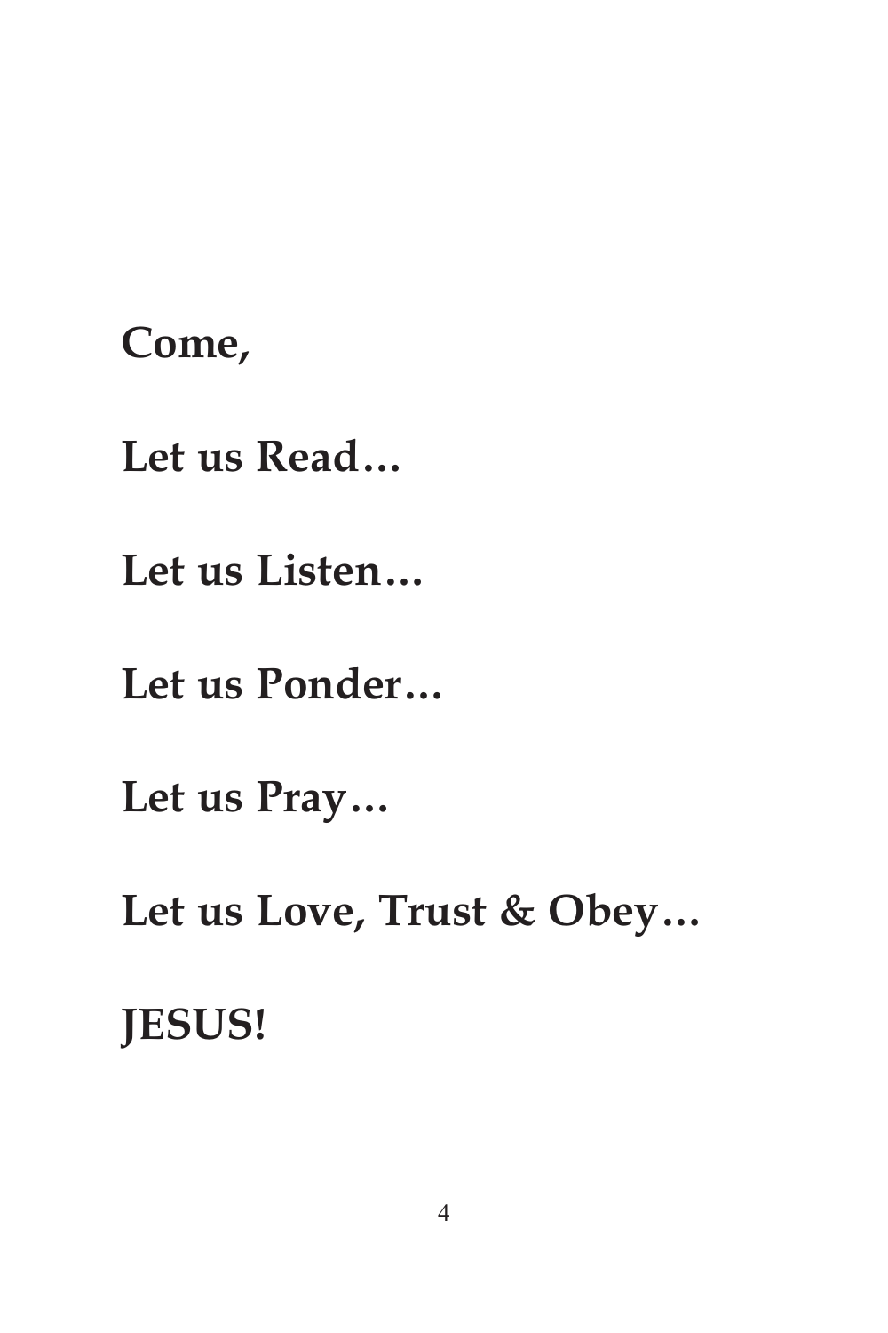**Come,**

**Let us Read…**

**Let us Listen…**

**Let us Ponder…**

**Let us Pray…**

**Let us Love, Trust & Obey…**

**JESUS!**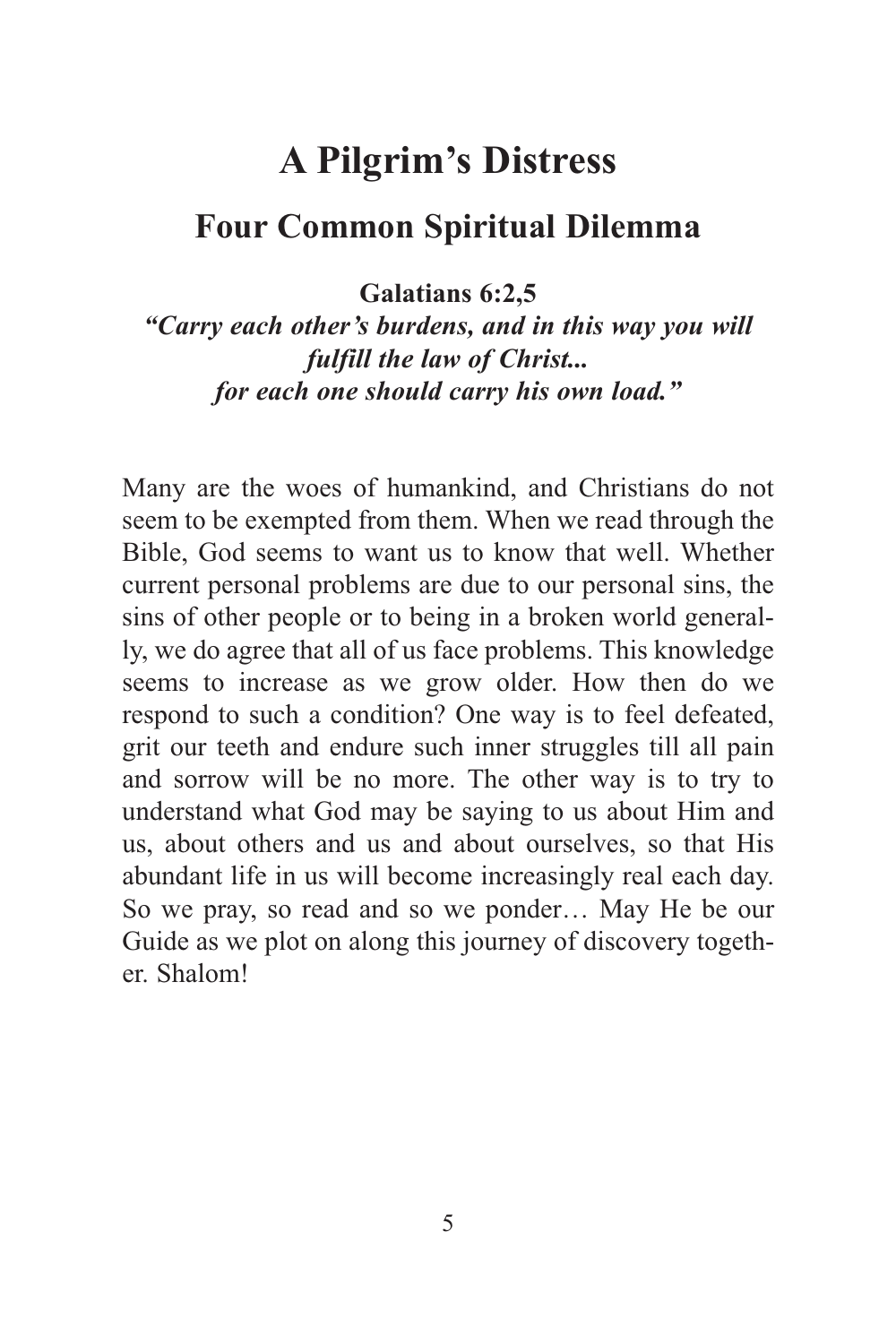# A Pilgrim's Distress

## Four Common Spiritual Dilemma

**Galatians 6:2,5**

***"Carry each other's burdens, and in this way you will fulfill the law of Christ... for each one should carry his own load."***

Many are the woes of humankind, and Christians do not seem to be exempted from them. When we read through the Bible, God seems to want us to know that well. Whether current personal problems are due to our personal sins, the sins of other people or to being in a broken world generally, we do agree that all of us face problems. This knowledge seems to increase as we grow older. How then do we respond to such a condition? One way is to feel defeated, grit our teeth and endure such inner struggles till all pain and sorrow will be no more. The other way is to try to understand what God may be saying to us about Him and us, about others and us and about ourselves, so that His abundant life in us will become increasingly real each day. So we pray, so read and so we ponder… May He be our Guide as we plot on along this journey of discovery together. Shalom!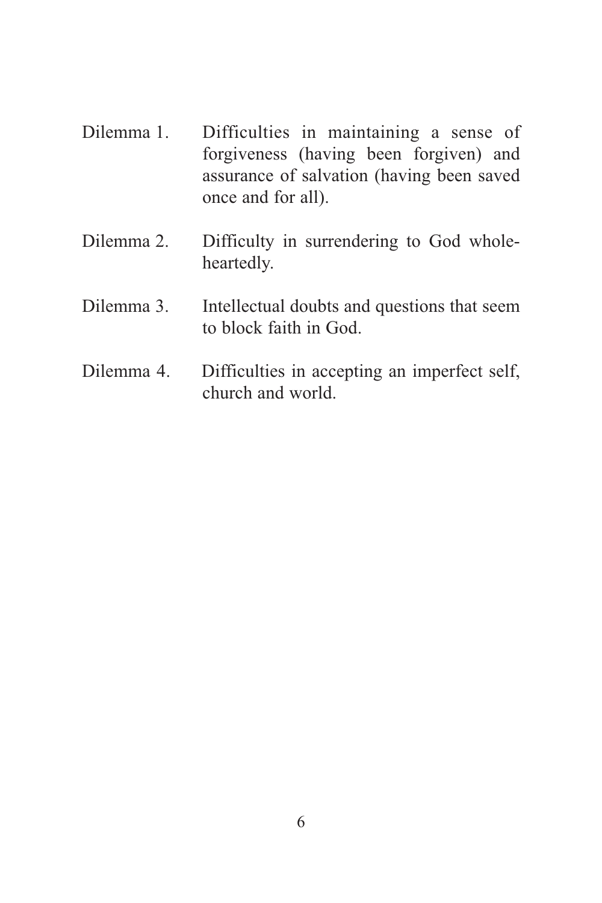Dilemma 1. Difficulties in maintaining a sense of forgiveness (having been forgiven) and assurance of salvation (having been saved once and for all).

Dilemma 2. Difficulty in surrendering to God wholeheartedly.

Dilemma 3. Intellectual doubts and questions that seem to block faith in God.

Dilemma 4. Difficulties in accepting an imperfect self, church and world.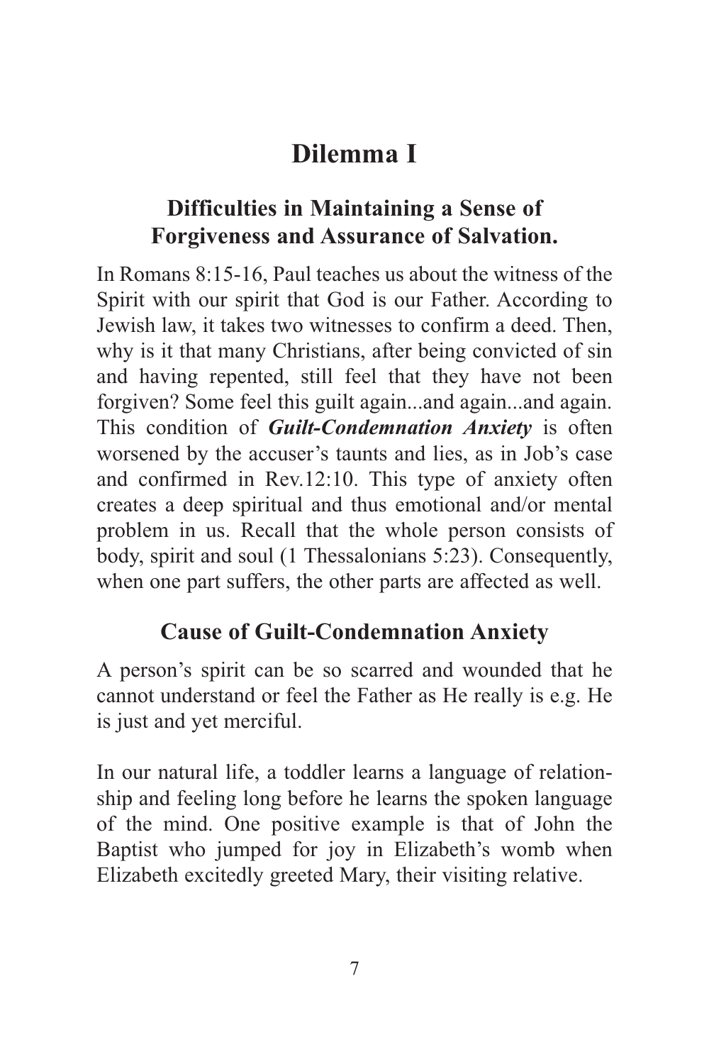# Dilemma I

## Difficulties in Maintaining a Sense of Forgiveness and Assurance of Salvation.

In Romans 8:15-16, Paul teaches us about the witness of the Spirit with our spirit that God is our Father. According to Jewish law, it takes two witnesses to confirm a deed. Then, why is it that many Christians, after being convicted of sin and having repented, still feel that they have not been forgiven? Some feel this guilt again...and again...and again. This condition of ***Guilt-Condemnation Anxiety*** is often worsened by the accuser's taunts and lies, as in Job's case and confirmed in Rev.12:10. This type of anxiety often creates a deep spiritual and thus emotional and/or mental problem in us. Recall that the whole person consists of body, spirit and soul (1 Thessalonians 5:23). Consequently, when one part suffers, the other parts are affected as well.

## Cause of Guilt-Condemnation Anxiety

A person's spirit can be so scarred and wounded that he cannot understand or feel the Father as He really is e.g. He is just and yet merciful.

In our natural life, a toddler learns a language of relationship and feeling long before he learns the spoken language of the mind. One positive example is that of John the Baptist who jumped for joy in Elizabeth's womb when Elizabeth excitedly greeted Mary, their visiting relative.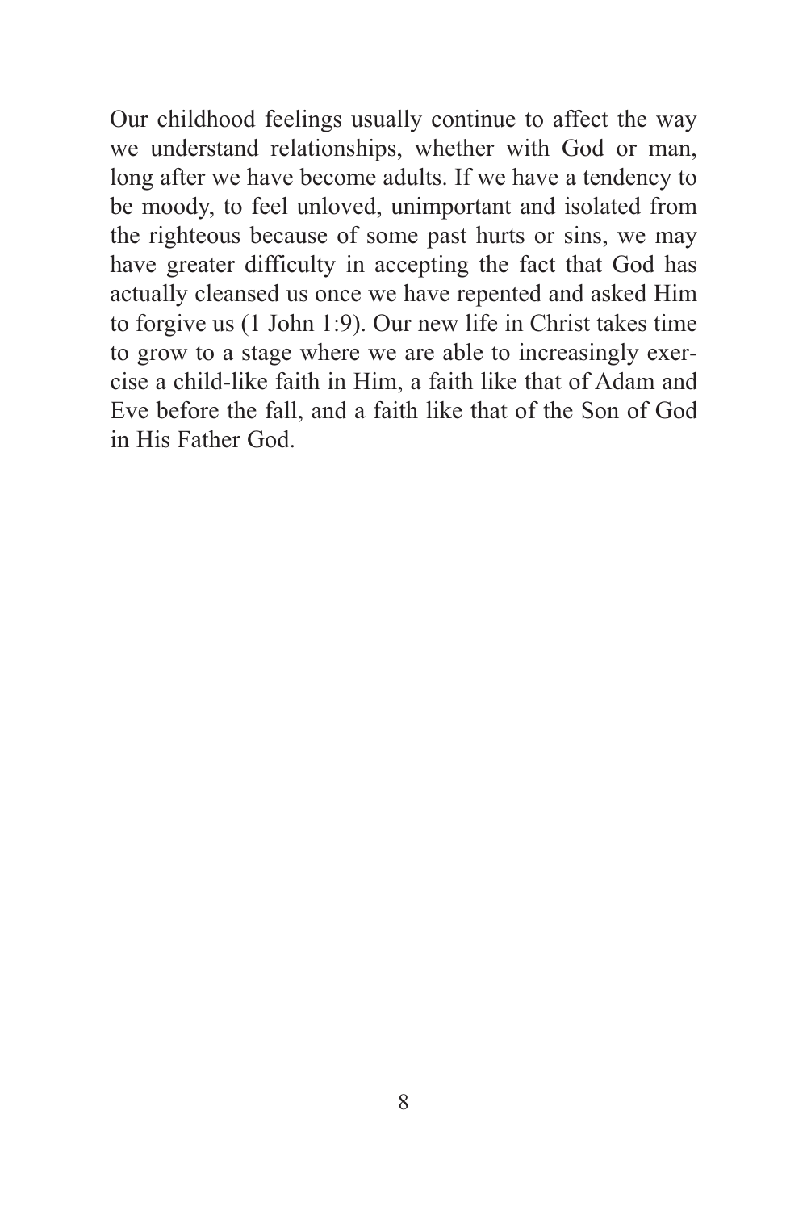Our childhood feelings usually continue to affect the way we understand relationships, whether with God or man, long after we have become adults. If we have a tendency to be moody, to feel unloved, unimportant and isolated from the righteous because of some past hurts or sins, we may have greater difficulty in accepting the fact that God has actually cleansed us once we have repented and asked Him to forgive us (1 John 1:9). Our new life in Christ takes time to grow to a stage where we are able to increasingly exercise a child-like faith in Him, a faith like that of Adam and Eve before the fall, and a faith like that of the Son of God in His Father God.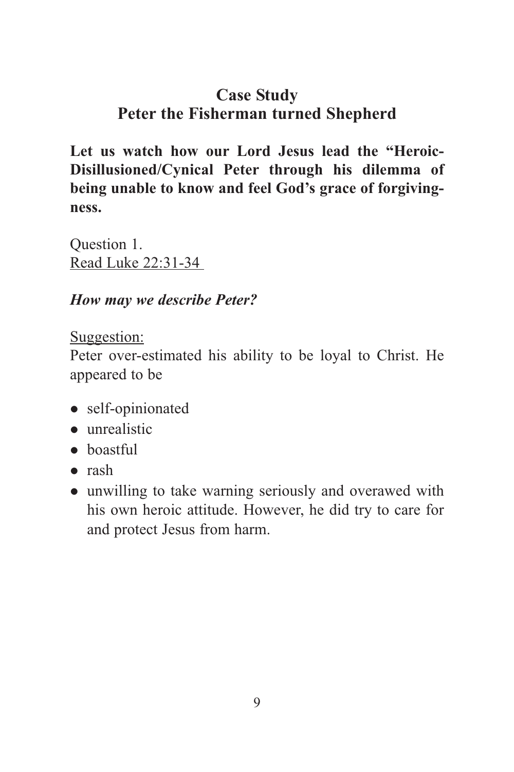## Case Study
## Peter the Fisherman turned Shepherd

**Let us watch how our Lord Jesus lead the "Heroic-Disillusioned/Cynical Peter through his dilemma of being unable to know and feel God's grace of forgiving-ness.**

Question 1.
<u>Read Luke 22:31-34</u>

***How may we describe Peter?***

<u>Suggestion:</u>
Peter over-estimated his ability to be loyal to Christ. He appeared to be

- self-opinionated
- unrealistic
- boastful
- rash
- unwilling to take warning seriously and overawed with his own heroic attitude. However, he did try to care for and protect Jesus from harm.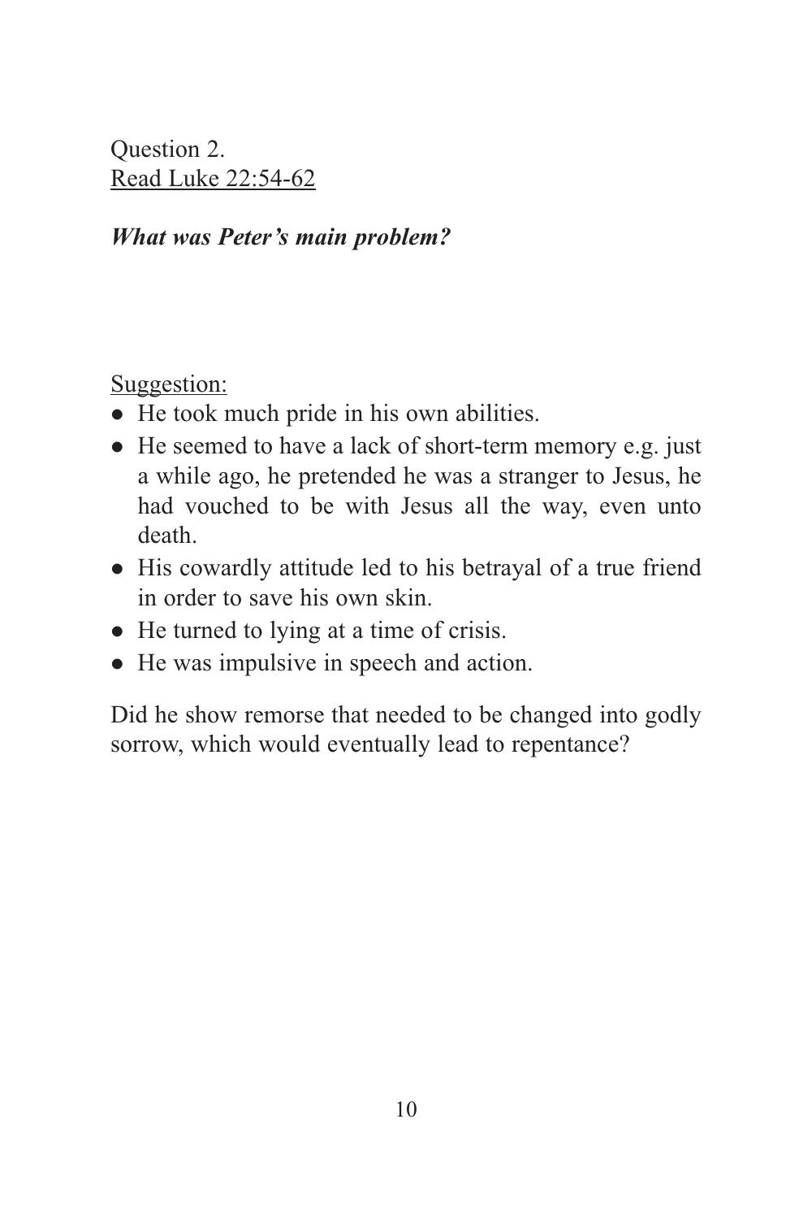Question 2.
<u>Read Luke 22:54-62</u>

***What was Peter's main problem?***

<u>Suggestion:</u>

- He took much pride in his own abilities.
- He seemed to have a lack of short-term memory e.g. just a while ago, he pretended he was a stranger to Jesus, he had vouched to be with Jesus all the way, even unto death.
- His cowardly attitude led to his betrayal of a true friend in order to save his own skin.
- He turned to lying at a time of crisis.
- He was impulsive in speech and action.

Did he show remorse that needed to be changed into godly sorrow, which would eventually lead to repentance?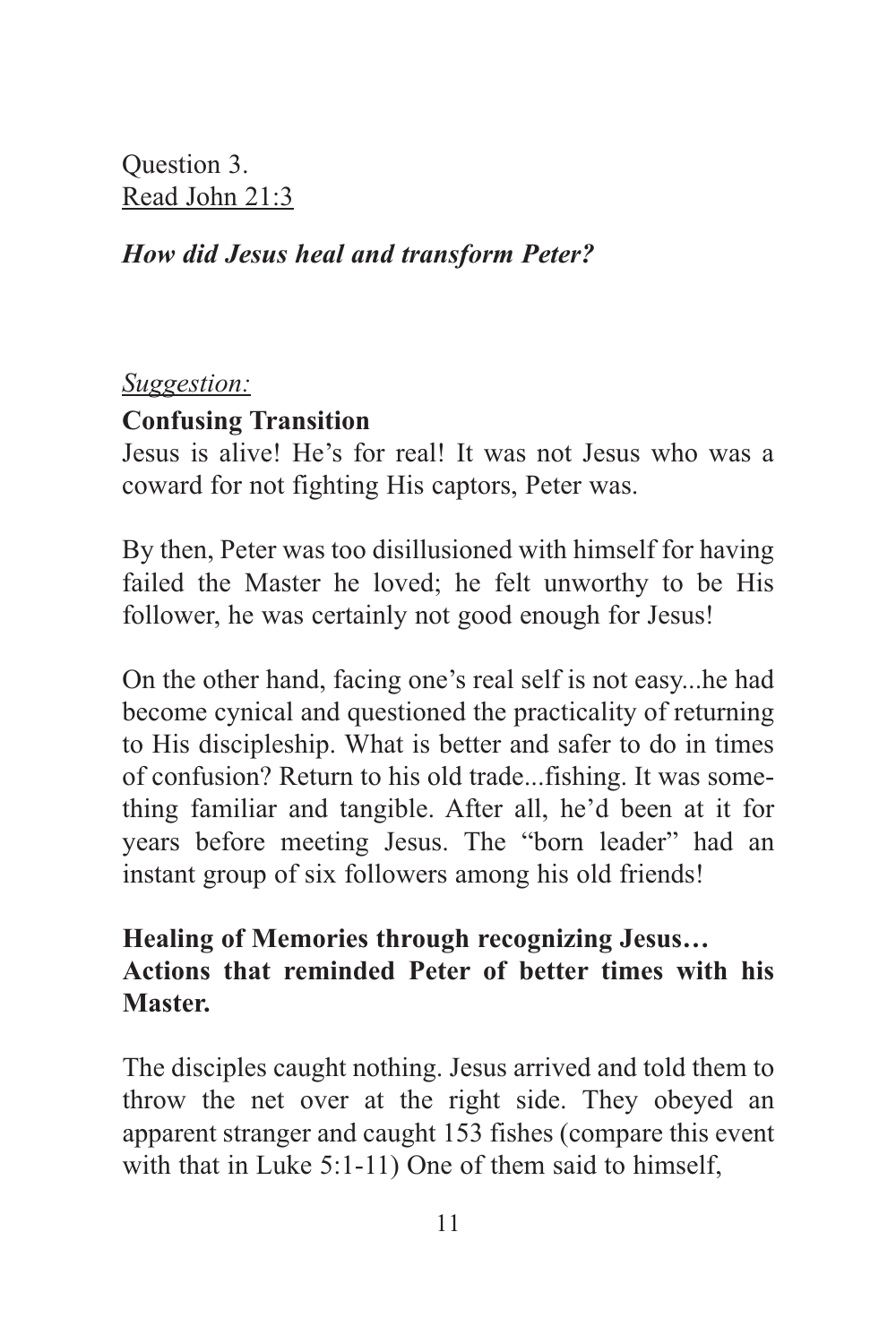Question 3.
Read John 21:3

***How did Jesus heal and transform Peter?***

*Suggestion:*

**Confusing Transition**

Jesus is alive! He's for real! It was not Jesus who was a coward for not fighting His captors, Peter was.

By then, Peter was too disillusioned with himself for having failed the Master he loved; he felt unworthy to be His follower, he was certainly not good enough for Jesus!

On the other hand, facing one's real self is not easy...he had become cynical and questioned the practicality of returning to His discipleship. What is better and safer to do in times of confusion? Return to his old trade...fishing. It was something familiar and tangible. After all, he'd been at it for years before meeting Jesus. The "born leader" had an instant group of six followers among his old friends!

**Healing of Memories through recognizing Jesus… Actions that reminded Peter of better times with his Master.**

The disciples caught nothing. Jesus arrived and told them to throw the net over at the right side. They obeyed an apparent stranger and caught 153 fishes (compare this event with that in Luke 5:1-11) One of them said to himself,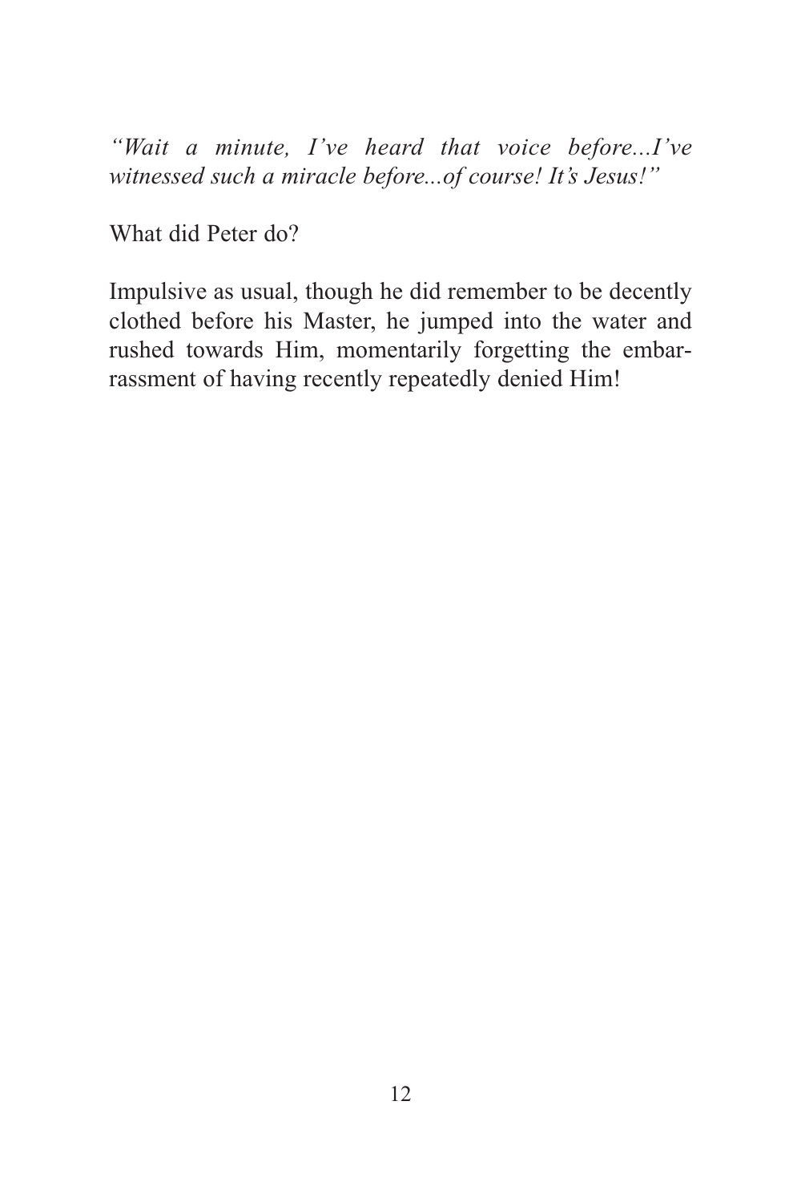*"Wait a minute, I've heard that voice before...I've witnessed such a miracle before...of course! It's Jesus!"*

What did Peter do?

Impulsive as usual, though he did remember to be decently clothed before his Master, he jumped into the water and rushed towards Him, momentarily forgetting the embarrassment of having recently repeatedly denied Him!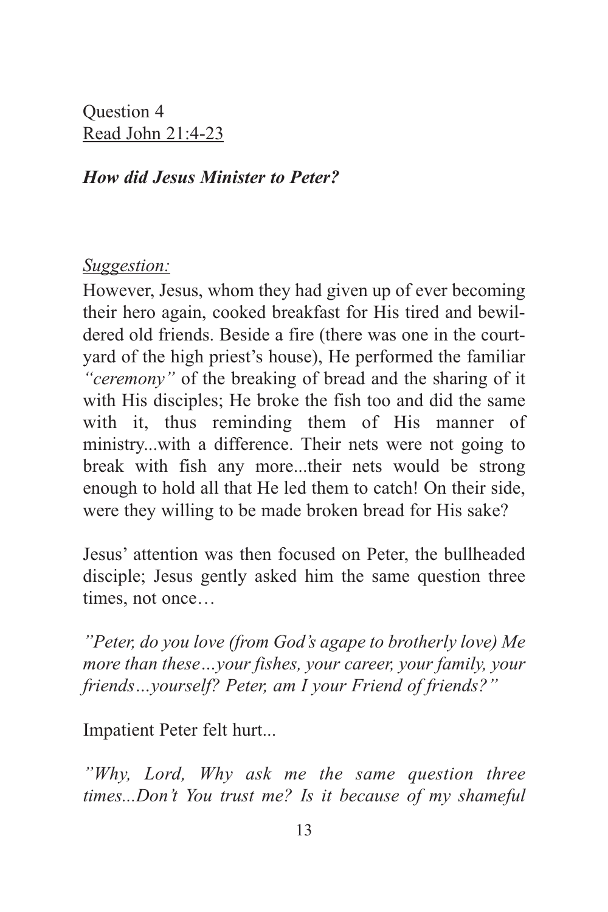Question 4
<u>Read John 21:4-23</u>

***How did Jesus Minister to Peter?***

<u>*Suggestion:*</u>

However, Jesus, whom they had given up of ever becoming their hero again, cooked breakfast for His tired and bewildered old friends. Beside a fire (there was one in the courtyard of the high priest's house), He performed the familiar *"ceremony"* of the breaking of bread and the sharing of it with His disciples; He broke the fish too and did the same with it, thus reminding them of His manner of ministry...with a difference. Their nets were not going to break with fish any more...their nets would be strong enough to hold all that He led them to catch! On their side, were they willing to be made broken bread for His sake?

Jesus' attention was then focused on Peter, the bullheaded disciple; Jesus gently asked him the same question three times, not once…

*"Peter, do you love (from God's agape to brotherly love) Me more than these…your fishes, your career, your family, your friends…yourself? Peter, am I your Friend of friends?"*

Impatient Peter felt hurt...

*"Why, Lord, Why ask me the same question three times...Don't You trust me? Is it because of my shameful*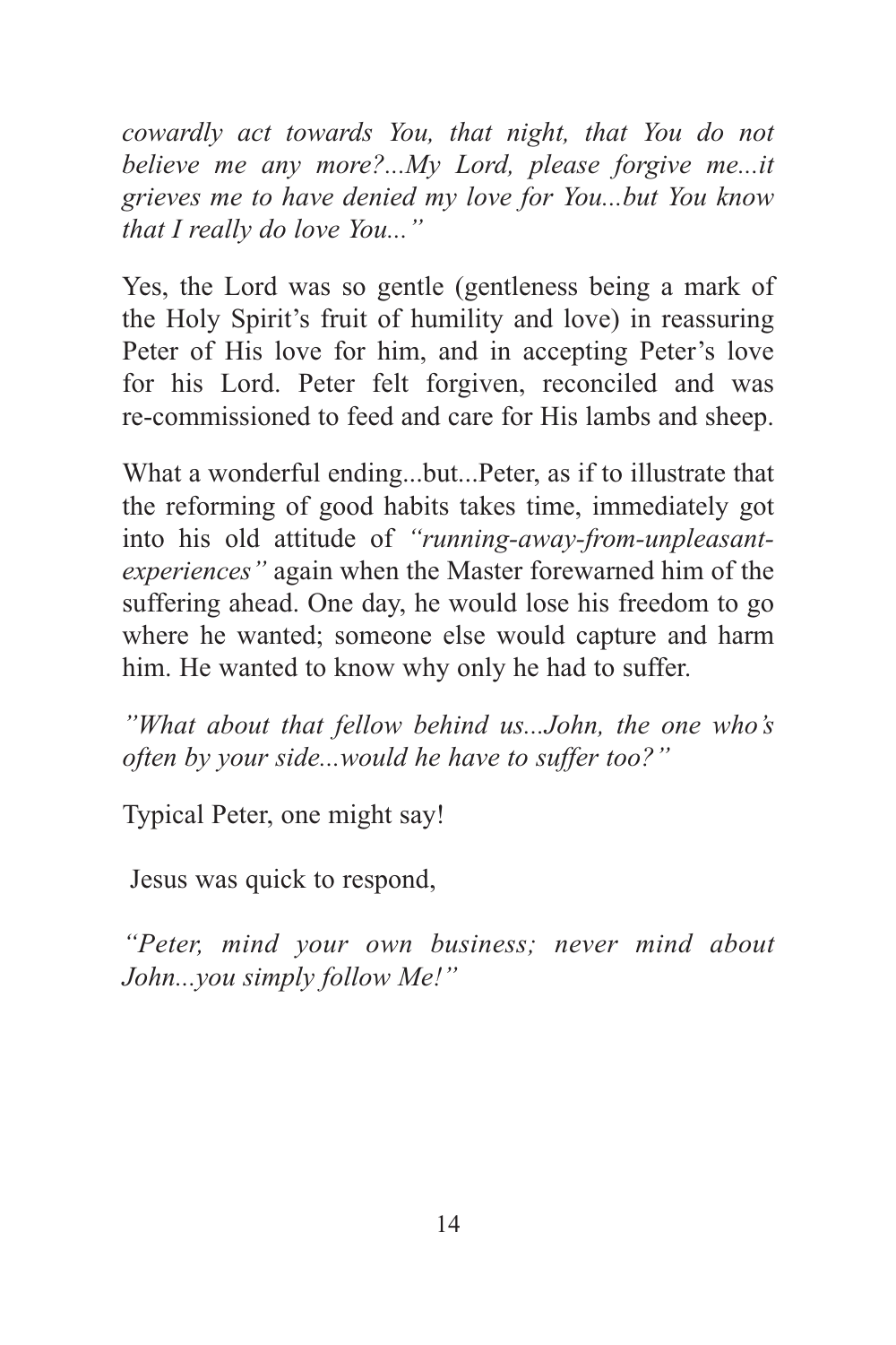*cowardly act towards You, that night, that You do not believe me any more?...My Lord, please forgive me...it grieves me to have denied my love for You...but You know that I really do love You..."*

Yes, the Lord was so gentle (gentleness being a mark of the Holy Spirit's fruit of humility and love) in reassuring Peter of His love for him, and in accepting Peter's love for his Lord. Peter felt forgiven, reconciled and was re-commissioned to feed and care for His lambs and sheep.

What a wonderful ending...but...Peter, as if to illustrate that the reforming of good habits takes time, immediately got into his old attitude of *"running-away-from-unpleasant-experiences"* again when the Master forewarned him of the suffering ahead. One day, he would lose his freedom to go where he wanted; someone else would capture and harm him. He wanted to know why only he had to suffer.

*"What about that fellow behind us...John, the one who's often by your side...would he have to suffer too?"*

Typical Peter, one might say!

Jesus was quick to respond,

*"Peter, mind your own business; never mind about John...you simply follow Me!"*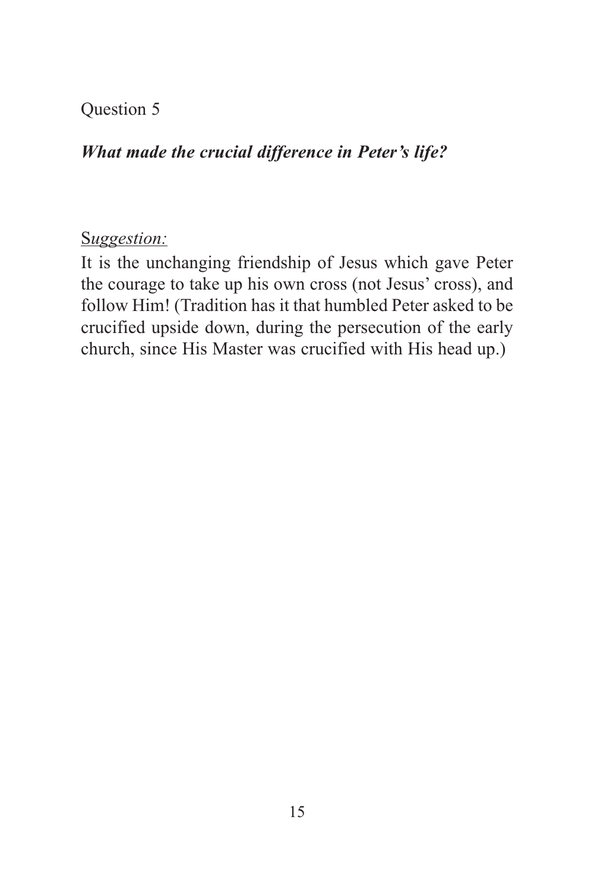Question 5

***What made the crucial difference in Peter's life?***

S*uggestion:*

It is the unchanging friendship of Jesus which gave Peter the courage to take up his own cross (not Jesus' cross), and follow Him! (Tradition has it that humbled Peter asked to be crucified upside down, during the persecution of the early church, since His Master was crucified with His head up.)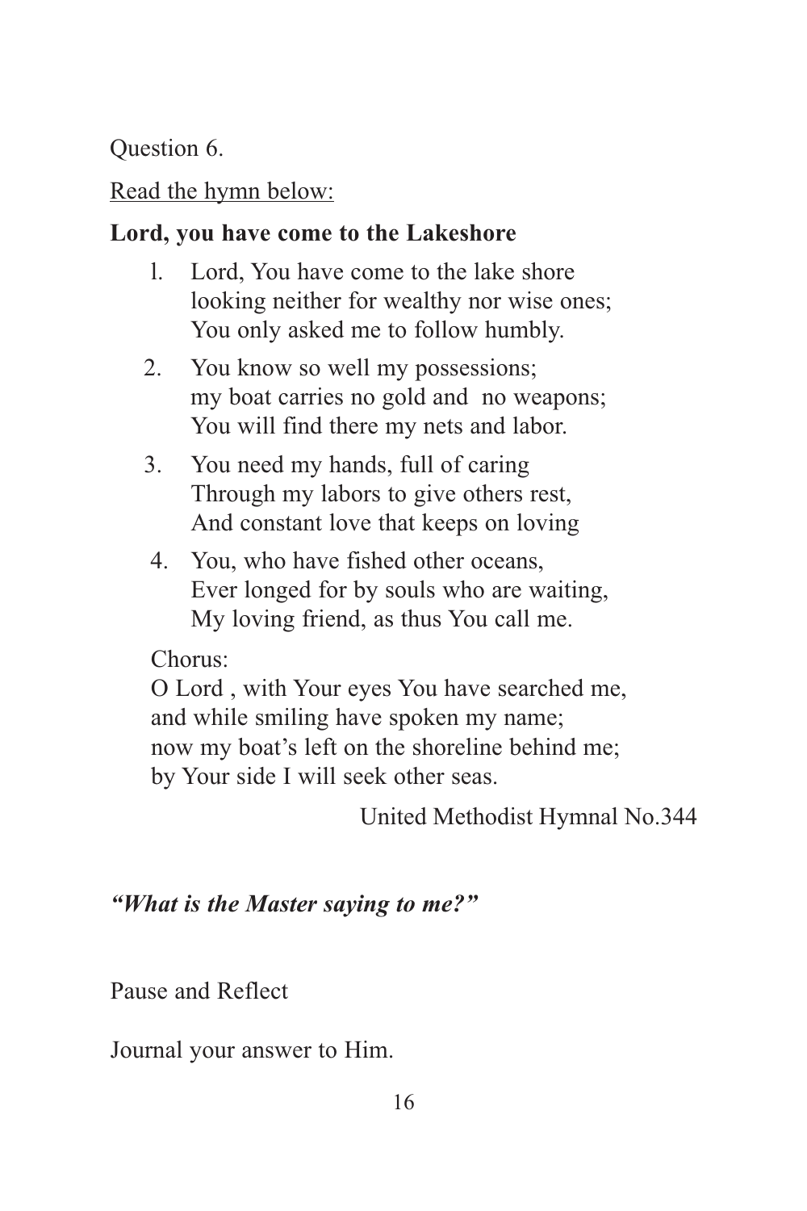Question 6.

Read the hymn below:

**Lord, you have come to the Lakeshore**

1. Lord, You have come to the lake shore
   looking neither for wealthy nor wise ones;
   You only asked me to follow humbly.
2. You know so well my possessions;
   my boat carries no gold and no weapons;
   You will find there my nets and labor.
3. You need my hands, full of caring
   Through my labors to give others rest,
   And constant love that keeps on loving
4. You, who have fished other oceans,
   Ever longed for by souls who are waiting,
   My loving friend, as thus You call me.

Chorus:
O Lord , with Your eyes You have searched me,
and while smiling have spoken my name;
now my boat's left on the shoreline behind me;
by Your side I will seek other seas.

United Methodist Hymnal No.344

***"What is the Master saying to me?"***

Pause and Reflect

Journal your answer to Him.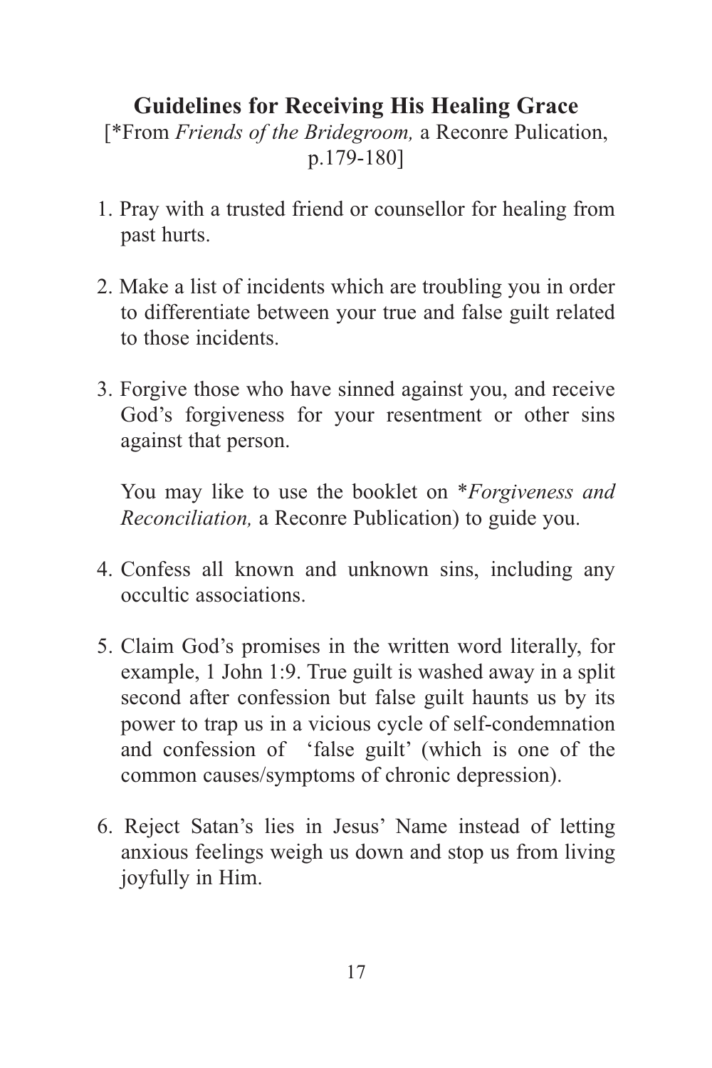**Guidelines for Receiving His Healing Grace**

[*From *Friends of the Bridegroom,* a Reconre Pulication, p.179-180]

1. Pray with a trusted friend or counsellor for healing from past hurts.

2. Make a list of incidents which are troubling you in order to differentiate between your true and false guilt related to those incidents.

3. Forgive those who have sinned against you, and receive God's forgiveness for your resentment or other sins against that person.

   You may like to use the booklet on **Forgiveness and Reconciliation,* a Reconre Publication) to guide you.

4. Confess all known and unknown sins, including any occultic associations.

5. Claim God's promises in the written word literally, for example, 1 John 1:9. True guilt is washed away in a split second after confession but false guilt haunts us by its power to trap us in a vicious cycle of self-condemnation and confession of 'false guilt' (which is one of the common causes/symptoms of chronic depression).

6. Reject Satan's lies in Jesus' Name instead of letting anxious feelings weigh us down and stop us from living joyfully in Him.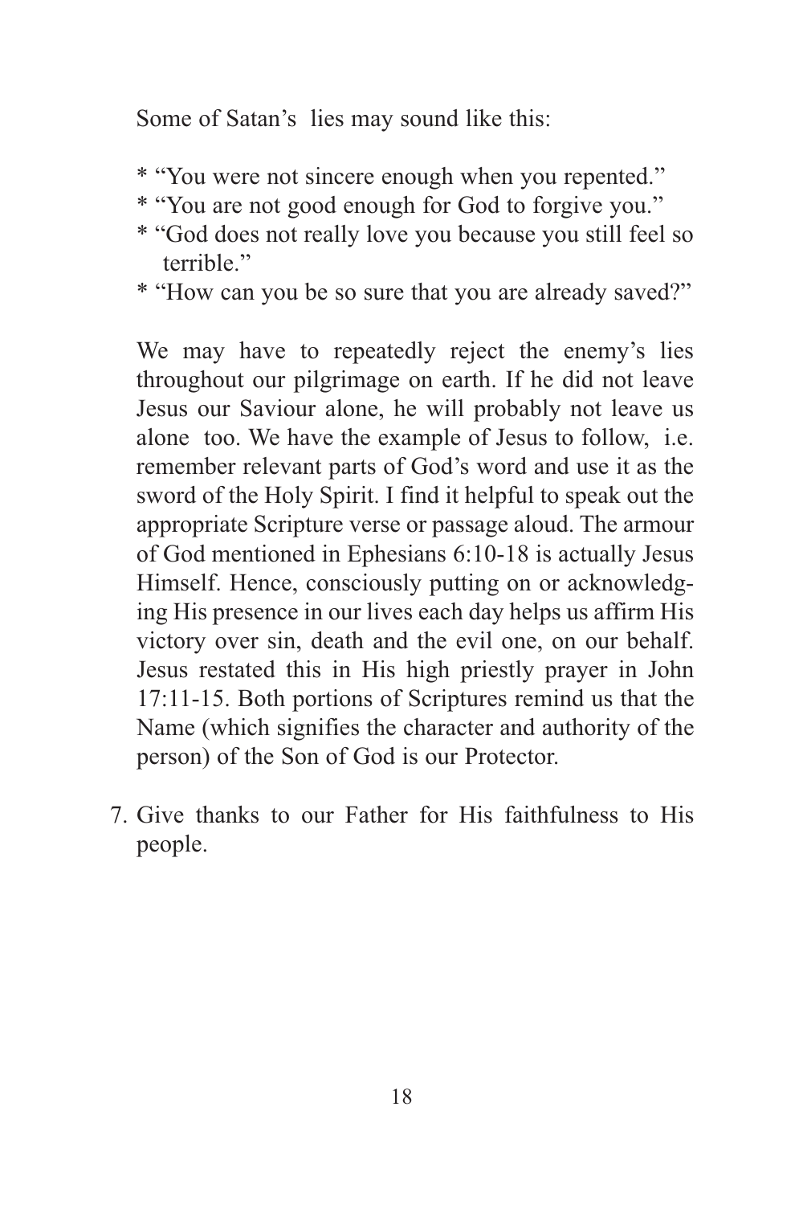Some of Satan's lies may sound like this:

* "You were not sincere enough when you repented."
* "You are not good enough for God to forgive you."
* "God does not really love you because you still feel so terrible."
* "How can you be so sure that you are already saved?"

We may have to repeatedly reject the enemy's lies throughout our pilgrimage on earth. If he did not leave Jesus our Saviour alone, he will probably not leave us alone too. We have the example of Jesus to follow, i.e. remember relevant parts of God's word and use it as the sword of the Holy Spirit. I find it helpful to speak out the appropriate Scripture verse or passage aloud. The armour of God mentioned in Ephesians 6:10-18 is actually Jesus Himself. Hence, consciously putting on or acknowledging His presence in our lives each day helps us affirm His victory over sin, death and the evil one, on our behalf. Jesus restated this in His high priestly prayer in John 17:11-15. Both portions of Scriptures remind us that the Name (which signifies the character and authority of the person) of the Son of God is our Protector.

7. Give thanks to our Father for His faithfulness to His people.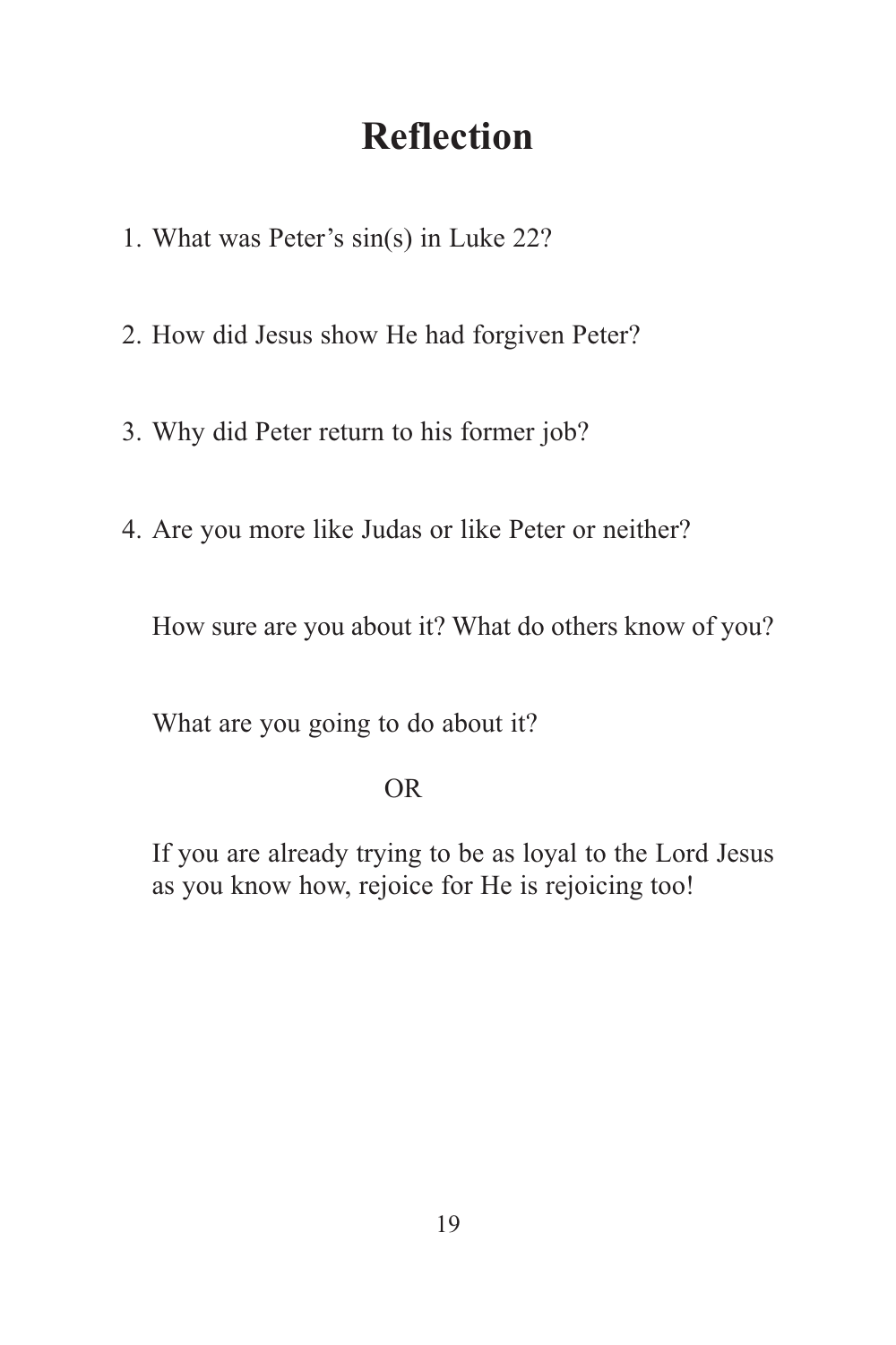# Reflection

1. What was Peter's sin(s) in Luke 22?

2. How did Jesus show He had forgiven Peter?

3. Why did Peter return to his former job?

4. Are you more like Judas or like Peter or neither?

   How sure are you about it? What do others know of you?

   What are you going to do about it?

   OR

   If you are already trying to be as loyal to the Lord Jesus as you know how, rejoice for He is rejoicing too!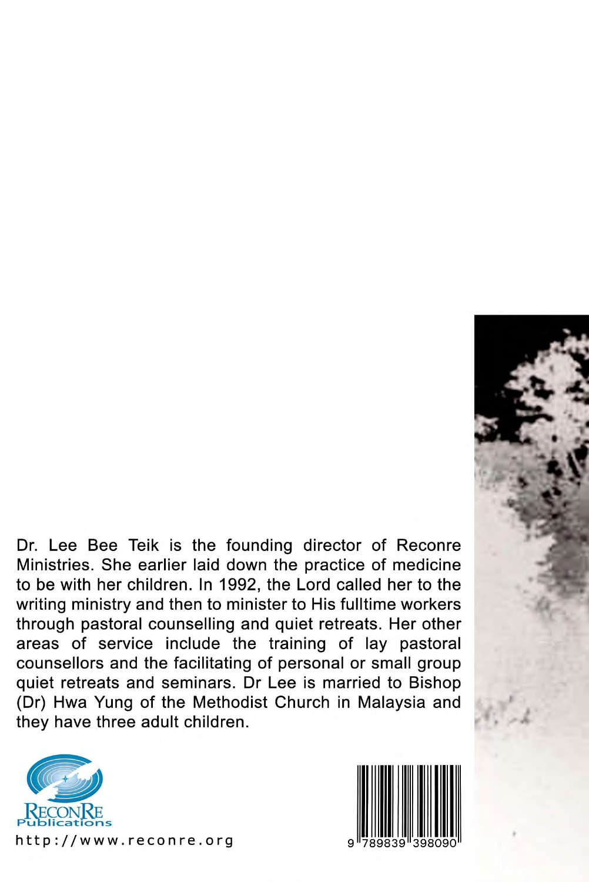Dr. Lee Bee Teik is the founding director of Reconre Ministries. She earlier laid down the practice of medicine to be with her children. In 1992, the Lord called her to the writing ministry and then to minister to His fulltime workers through pastoral counselling and quiet retreats. Her other areas of service include the training of lay pastoral counsellors and the facilitating of personal or small group quiet retreats and seminars. Dr Lee is married to Bishop (Dr) Hwa Yung of the Methodist Church in Malaysia and they have three adult children.

RECONRE Publications

http://www.reconre.org

9 789839 398090